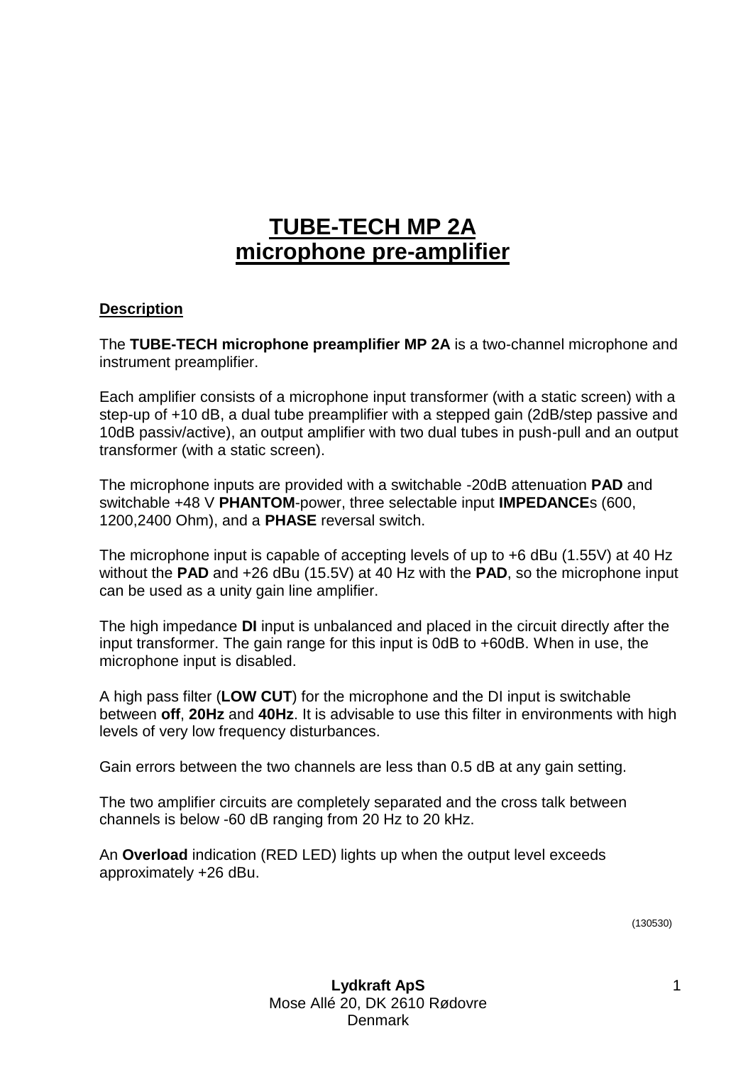# TUBE-TECH MP 2A
# microphone pre-amplifier

**Description**

The **TUBE-TECH microphone preamplifier MP 2A** is a two-channel microphone and instrument preamplifier.

Each amplifier consists of a microphone input transformer (with a static screen) with a step-up of +10 dB, a dual tube preamplifier with a stepped gain (2dB/step passive and 10dB passiv/active), an output amplifier with two dual tubes in push-pull and an output transformer (with a static screen).

The microphone inputs are provided with a switchable -20dB attenuation **PAD** and switchable +48 V **PHANTOM**-power, three selectable input **IMPEDANCE**s (600, 1200,2400 Ohm), and a **PHASE** reversal switch.

The microphone input is capable of accepting levels of up to +6 dBu (1.55V) at 40 Hz without the **PAD** and +26 dBu (15.5V) at 40 Hz with the **PAD**, so the microphone input can be used as a unity gain line amplifier.

The high impedance **DI** input is unbalanced and placed in the circuit directly after the input transformer. The gain range for this input is 0dB to +60dB. When in use, the microphone input is disabled.

A high pass filter (**LOW CUT**) for the microphone and the DI input is switchable between **off**, **20Hz** and **40Hz**. It is advisable to use this filter in environments with high levels of very low frequency disturbances.

Gain errors between the two channels are less than 0.5 dB at any gain setting.

The two amplifier circuits are completely separated and the cross talk between channels is below -60 dB ranging from 20 Hz to 20 kHz.

An **Overload** indication (RED LED) lights up when the output level exceeds approximately +26 dBu.

(130530)

**Lydkraft ApS**
Mose Allé 20, DK 2610 Rødovre
Denmark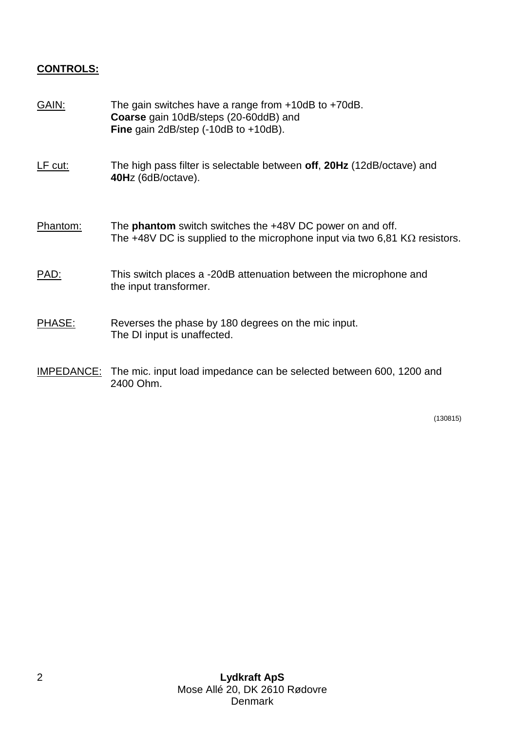**CONTROLS:**

GAIN: The gain switches have a range from +10dB to +70dB.
**Coarse** gain 10dB/steps (20-60ddB) and
**Fine** gain 2dB/step (-10dB to +10dB).

LF cut: The high pass filter is selectable between **off**, **20Hz** (12dB/octave) and **40Hz** (6dB/octave).

Phantom: The **phantom** switch switches the +48V DC power on and off.
The +48V DC is supplied to the microphone input via two 6,81 KΩ resistors.

PAD: This switch places a -20dB attenuation between the microphone and the input transformer.

PHASE: Reverses the phase by 180 degrees on the mic input.
The DI input is unaffected.

IMPEDANCE: The mic. input load impedance can be selected between 600, 1200 and 2400 Ohm.

(130815)

**Lydkraft ApS**
Mose Allé 20, DK 2610 Rødovre
Denmark